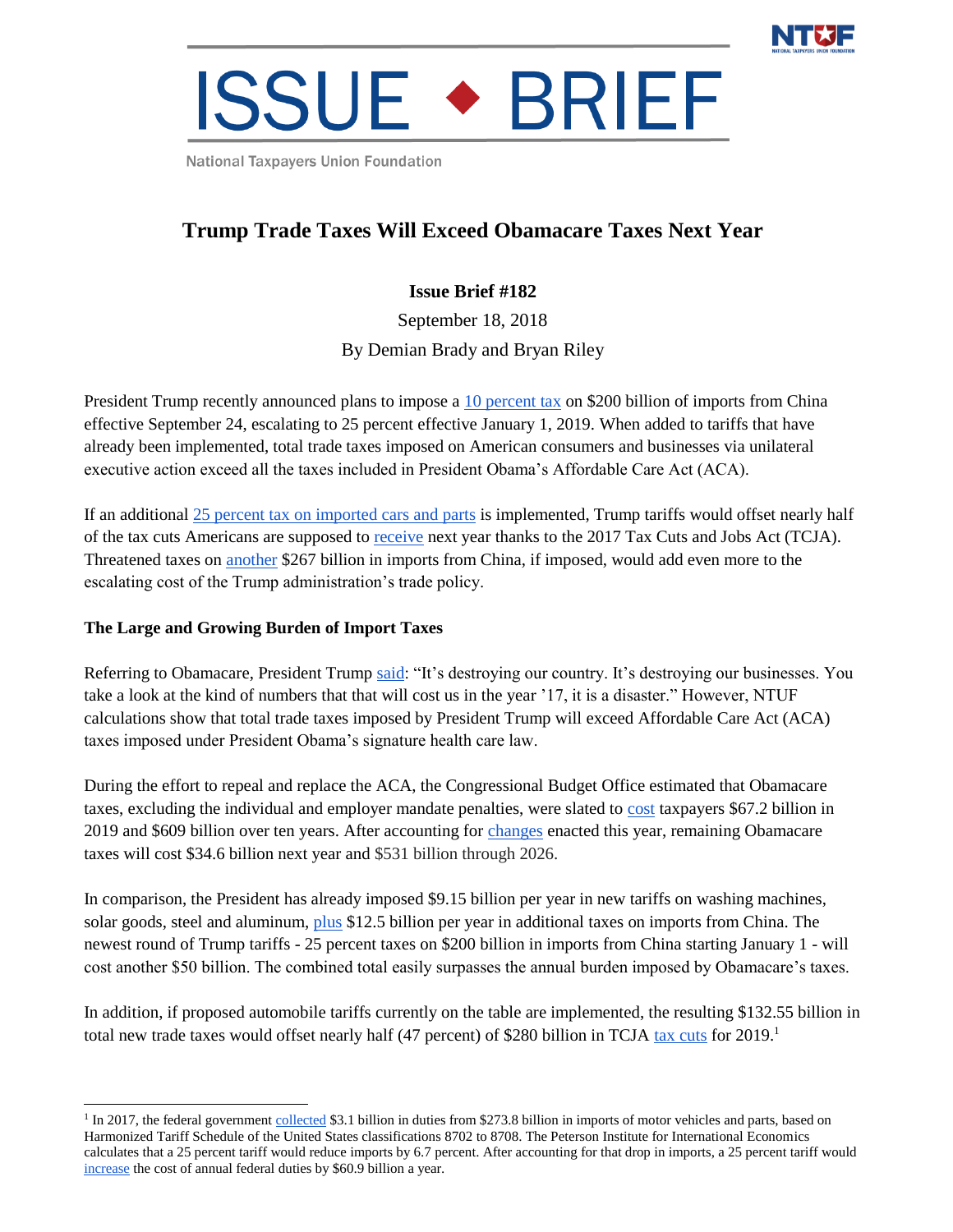# ISSUE ◆ BRIEF

National Taxpayers Union Foundation

## Trump Trade Taxes Will Exceed Obamacare Taxes Next Year

**Issue Brief #182**

September 18, 2018

By Demian Brady and Bryan Riley

President Trump recently announced plans to impose a 10 percent tax on $200 billion of imports from China effective September 24, escalating to 25 percent effective January 1, 2019. When added to tariffs that have already been implemented, total trade taxes imposed on American consumers and businesses via unilateral executive action exceed all the taxes included in President Obama's Affordable Care Act (ACA).

If an additional 25 percent tax on imported cars and parts is implemented, Trump tariffs would offset nearly half of the tax cuts Americans are supposed to receive next year thanks to the 2017 Tax Cuts and Jobs Act (TCJA). Threatened taxes on another $267 billion in imports from China, if imposed, would add even more to the escalating cost of the Trump administration's trade policy.

### The Large and Growing Burden of Import Taxes

Referring to Obamacare, President Trump said: "It's destroying our country. It's destroying our businesses. You take a look at the kind of numbers that that will cost us in the year '17, it is a disaster." However, NTUF calculations show that total trade taxes imposed by President Trump will exceed Affordable Care Act (ACA) taxes imposed under President Obama's signature health care law.

During the effort to repeal and replace the ACA, the Congressional Budget Office estimated that Obamacare taxes, excluding the individual and employer mandate penalties, were slated to cost taxpayers $67.2 billion in 2019 and $609 billion over ten years. After accounting for changes enacted this year, remaining Obamacare taxes will cost $34.6 billion next year and $531 billion through 2026.

In comparison, the President has already imposed $9.15 billion per year in new tariffs on washing machines, solar goods, steel and aluminum, plus $12.5 billion per year in additional taxes on imports from China. The newest round of Trump tariffs - 25 percent taxes on $200 billion in imports from China starting January 1 - will cost another $50 billion. The combined total easily surpasses the annual burden imposed by Obamacare's taxes.

In addition, if proposed automobile tariffs currently on the table are implemented, the resulting $132.55 billion in total new trade taxes would offset nearly half (47 percent) of $280 billion in TCJA tax cuts for 2019.[1]

---

[1] In 2017, the federal government collected $3.1 billion in duties from $273.8 billion in imports of motor vehicles and parts, based on Harmonized Tariff Schedule of the United States classifications 8702 to 8708. The Peterson Institute for International Economics calculates that a 25 percent tariff would reduce imports by 6.7 percent. After accounting for that drop in imports, a 25 percent tariff would increase the cost of annual federal duties by $60.9 billion a year.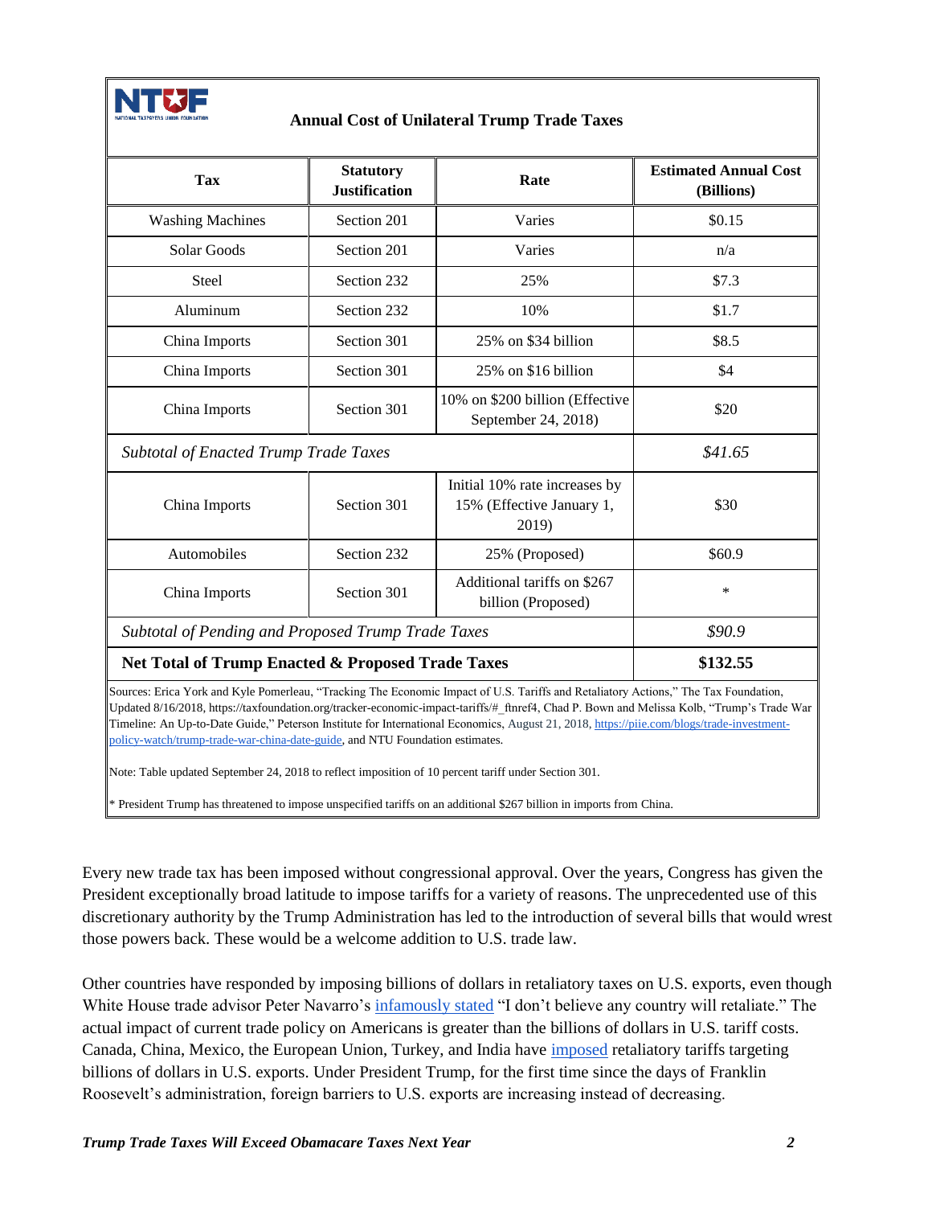**Annual Cost of Unilateral Trump Trade Taxes**

| Tax | Statutory Justification | Rate | Estimated Annual Cost (Billions) |
|---|---|---|---|
| Washing Machines | Section 201 | Varies | $0.15 |
| Solar Goods | Section 201 | Varies | n/a |
| Steel | Section 232 | 25% | $7.3 |
| Aluminum | Section 232 | 10% | $1.7 |
| China Imports | Section 301 | 25% on $34 billion | $8.5 |
| China Imports | Section 301 | 25% on $16 billion | $4 |
| China Imports | Section 301 | 10% on $200 billion (Effective September 24, 2018) | $20 |
| *Subtotal of Enacted Trump Trade Taxes* | | | *$41.65* |
| China Imports | Section 301 | Initial 10% rate increases by 15% (Effective January 1, 2019) | $30 |
| Automobiles | Section 232 | 25% (Proposed) | $60.9 |
| China Imports | Section 301 | Additional tariffs on $267 billion (Proposed) | * |
| *Subtotal of Pending and Proposed Trump Trade Taxes* | | | *$90.9* |
| **Net Total of Trump Enacted & Proposed Trade Taxes** | | | **$132.55** |

Sources: Erica York and Kyle Pomerleau, "Tracking The Economic Impact of U.S. Tariffs and Retaliatory Actions," The Tax Foundation, Updated 8/16/2018, https://taxfoundation.org/tracker-economic-impact-tariffs/#_ftnref4, Chad P. Bown and Melissa Kolb, "Trump's Trade War Timeline: An Up-to-Date Guide," Peterson Institute for International Economics, August 21, 2018, https://piie.com/blogs/trade-investment-policy-watch/trump-trade-war-china-date-guide, and NTU Foundation estimates.

Note: Table updated September 24, 2018 to reflect imposition of 10 percent tariff under Section 301.

* President Trump has threatened to impose unspecified tariffs on an additional $267 billion in imports from China.

Every new trade tax has been imposed without congressional approval. Over the years, Congress has given the President exceptionally broad latitude to impose tariffs for a variety of reasons. The unprecedented use of this discretionary authority by the Trump Administration has led to the introduction of several bills that would wrest those powers back. These would be a welcome addition to U.S. trade law.

Other countries have responded by imposing billions of dollars in retaliatory taxes on U.S. exports, even though White House trade advisor Peter Navarro's infamously stated "I don't believe any country will retaliate." The actual impact of current trade policy on Americans is greater than the billions of dollars in U.S. tariff costs. Canada, China, Mexico, the European Union, Turkey, and India have imposed retaliatory tariffs targeting billions of dollars in U.S. exports. Under President Trump, for the first time since the days of Franklin Roosevelt's administration, foreign barriers to U.S. exports are increasing instead of decreasing.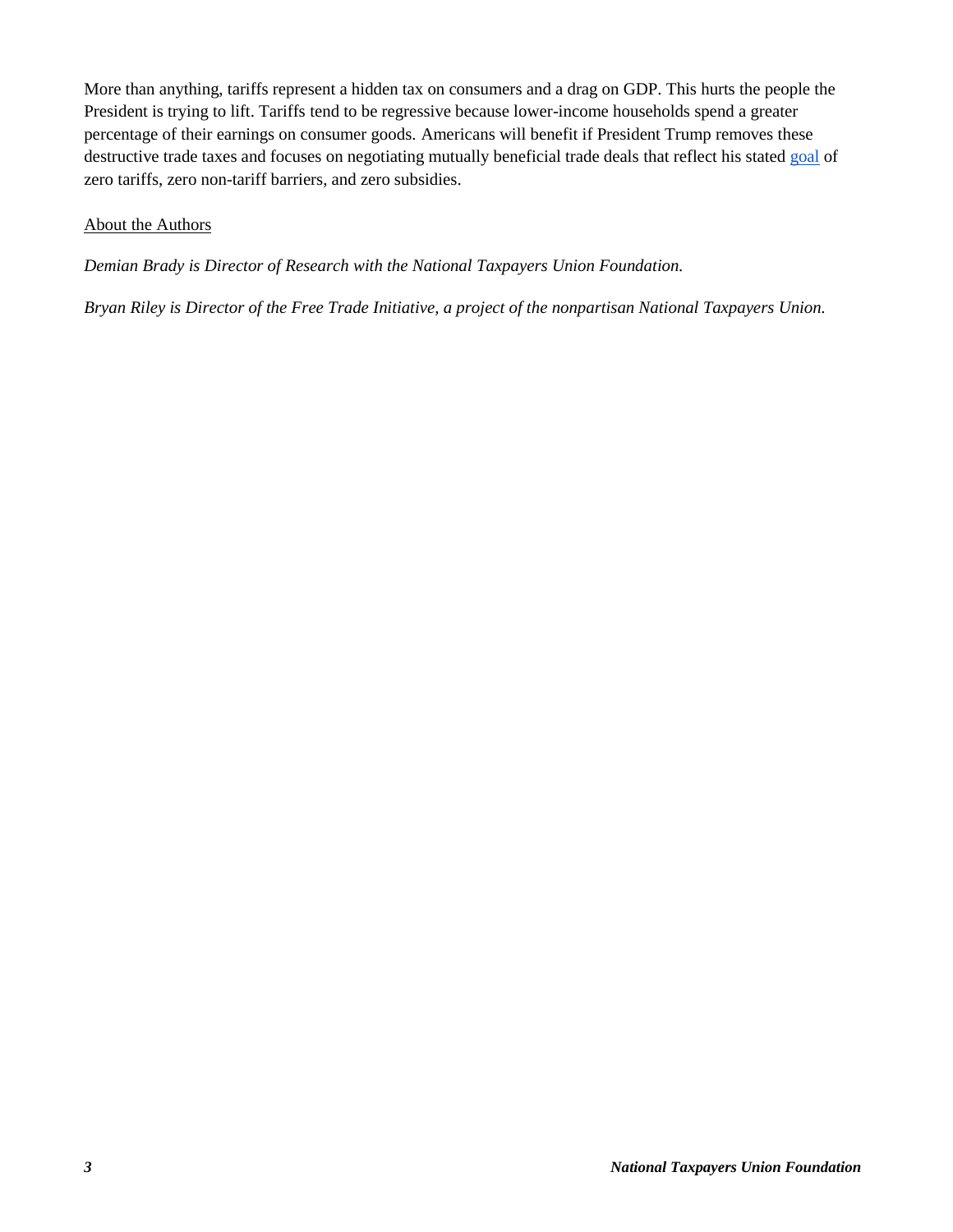More than anything, tariffs represent a hidden tax on consumers and a drag on GDP. This hurts the people the President is trying to lift. Tariffs tend to be regressive because lower-income households spend a greater percentage of their earnings on consumer goods. Americans will benefit if President Trump removes these destructive trade taxes and focuses on negotiating mutually beneficial trade deals that reflect his stated goal of zero tariffs, zero non-tariff barriers, and zero subsidies.

## About the Authors

*Demian Brady is Director of Research with the National Taxpayers Union Foundation.*

*Bryan Riley is Director of the Free Trade Initiative, a project of the nonpartisan National Taxpayers Union.*